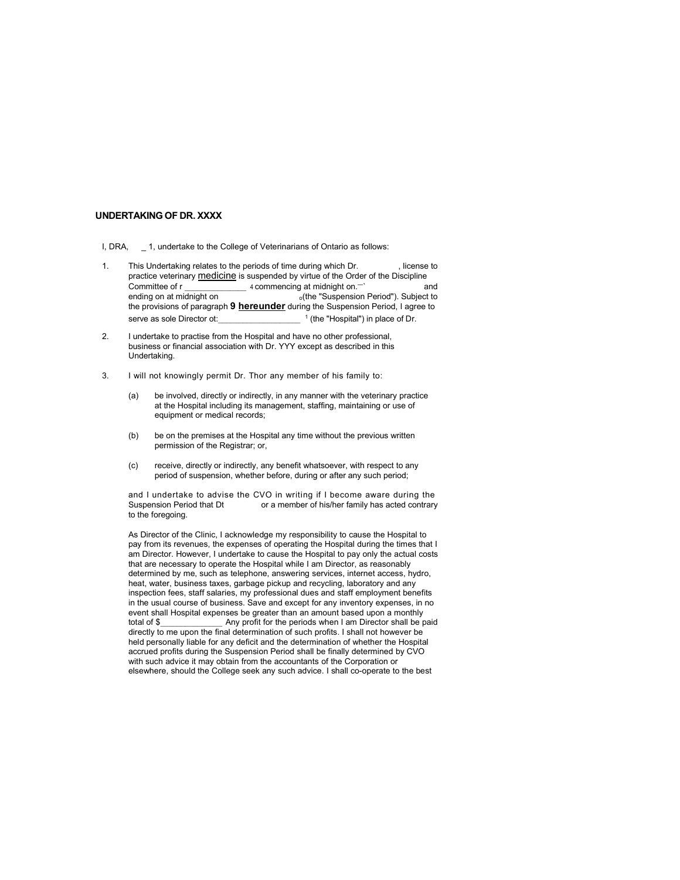**UNDERTAKING OF DR. XXXX**

I, DRA, _ 1, undertake to the College of Veterinarians of Ontario as follows:

1. This Undertaking relates to the periods of time during which Dr. , license to practice veterinary **medicine** is suspended by virtue of the Order of the Discipline Committee of r ______________ 4 commencing at midnight on.—` and ending on at midnight on o(the "Suspension Period"). Subject to the provisions of paragraph **9 hereunder** during the Suspension Period, I agree to serve as sole Director ot:__________________ 1 (the "Hospital") in place of Dr.

2. I undertake to practise from the Hospital and have no other professional, business or financial association with Dr. YYY except as described in this Undertaking.

3. I will not knowingly permit Dr. Thor any member of his family to:

   (a) be involved, directly or indirectly, in any manner with the veterinary practice at the Hospital including its management, staffing, maintaining or use of equipment or medical records;

   (b) be on the premises at the Hospital any time without the previous written permission of the Registrar; or,

   (c) receive, directly or indirectly, any benefit whatsoever, with respect to any period of suspension, whether before, during or after any such period;

   and I undertake to advise the CVO in writing if I become aware during the Suspension Period that Dt or a member of his/her family has acted contrary to the foregoing.

   As Director of the Clinic, I acknowledge my responsibility to cause the Hospital to pay from its revenues, the expenses of operating the Hospital during the times that I am Director. However, I undertake to cause the Hospital to pay only the actual costs that are necessary to operate the Hospital while I am Director, as reasonably determined by me, such as telephone, answering services, internet access, hydro, heat, water, business taxes, garbage pickup and recycling, laboratory and any inspection fees, staff salaries, my professional dues and staff employment benefits in the usual course of business. Save and except for any inventory expenses, in no event shall Hospital expenses be greater than an amount based upon a monthly total of $_____________ Any profit for the periods when I am Director shall be paid directly to me upon the final determination of such profits. I shall not however be held personally liable for any deficit and the determination of whether the Hospital accrued profits during the Suspension Period shall be finally determined by CVO with such advice it may obtain from the accountants of the Corporation or elsewhere, should the College seek any such advice. I shall co-operate to the best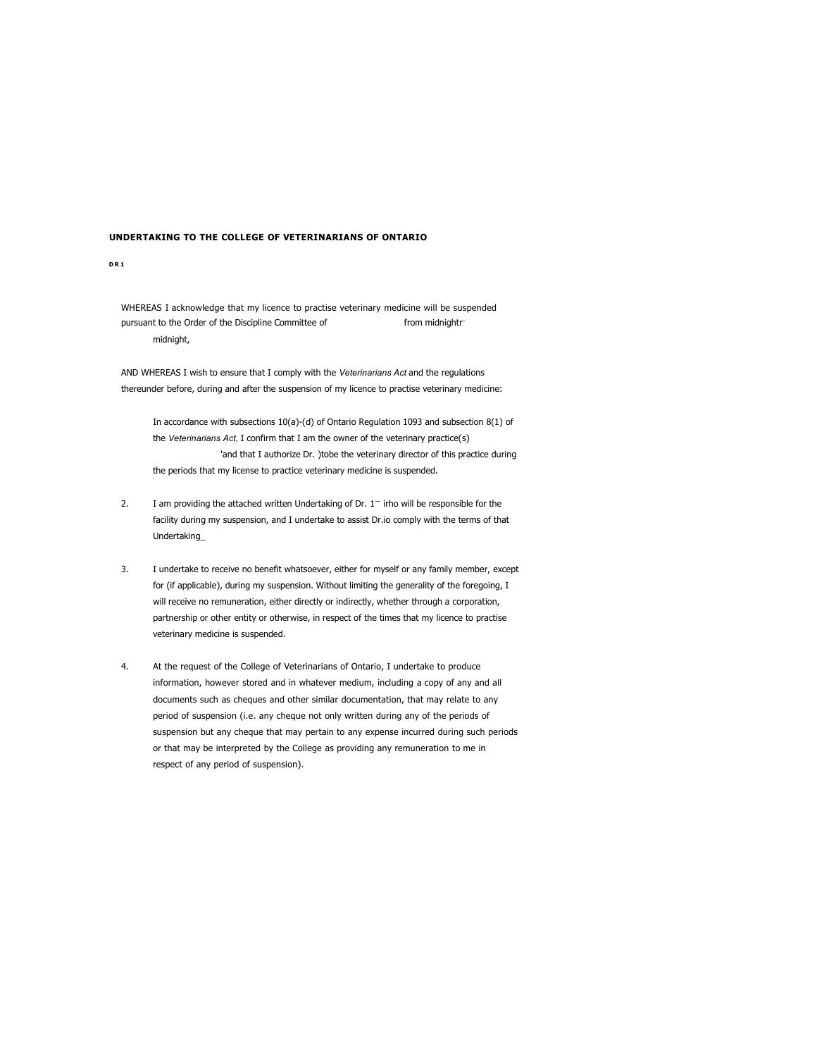**UNDERTAKING TO THE COLLEGE OF VETERINARIANS OF ONTARIO**

**D R 1**

WHEREAS I acknowledge that my licence to practise veterinary medicine will be suspended pursuant to the Order of the Discipline Committee of from midnightr midnight,

AND WHEREAS I wish to ensure that I comply with the *Veterinarians Act* and the regulations thereunder before, during and after the suspension of my licence to practise veterinary medicine:

In accordance with subsections 10(a)-(d) of Ontario Regulation 1093 and subsection 8(1) of the *Veterinarians Act*, I confirm that I am the owner of the veterinary practice(s) 'and that I authorize Dr. )tobe the veterinary director of this practice during the periods that my license to practice veterinary medicine is suspended.

2. I am providing the attached written Undertaking of Dr. 1‾ irho will be responsible for the facility during my suspension, and I undertake to assist Dr.io comply with the terms of that Undertaking_

3. I undertake to receive no benefit whatsoever, either for myself or any family member, except for (if applicable), during my suspension. Without limiting the generality of the foregoing, I will receive no remuneration, either directly or indirectly, whether through a corporation, partnership or other entity or otherwise, in respect of the times that my licence to practise veterinary medicine is suspended.

4. At the request of the College of Veterinarians of Ontario, I undertake to produce information, however stored and in whatever medium, including a copy of any and all documents such as cheques and other similar documentation, that may relate to any period of suspension (i.e. any cheque not only written during any of the periods of suspension but any cheque that may pertain to any expense incurred during such periods or that may be interpreted by the College as providing any remuneration to me in respect of any period of suspension).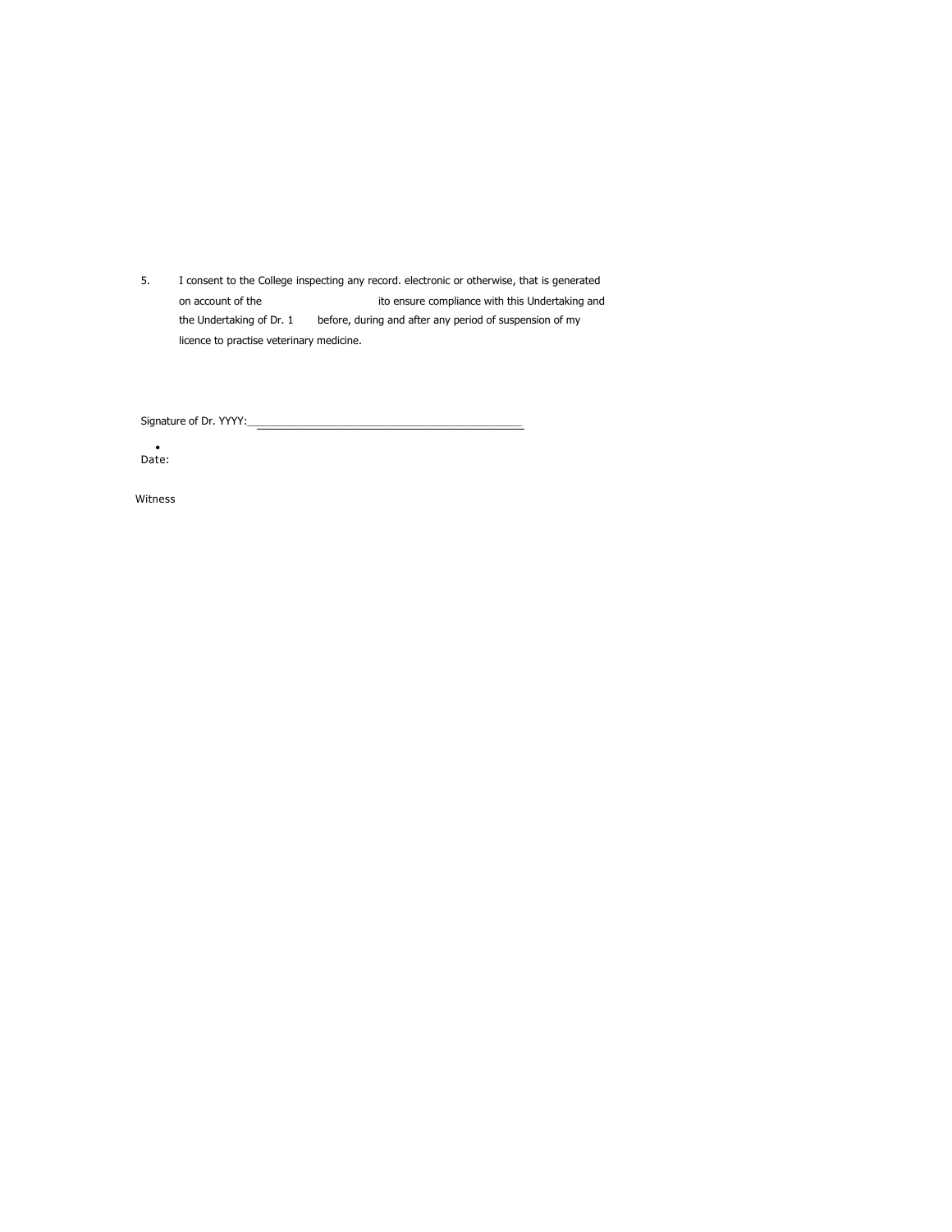5. I consent to the College inspecting any record. electronic or otherwise, that is generated on account of the ito ensure compliance with this Undertaking and the Undertaking of Dr. 1 before, during and after any period of suspension of my licence to practise veterinary medicine.

Signature of Dr. YYYY:\_\_\_\_\_\_\_\_\_\_\_\_\_\_\_\_\_\_\_\_\_\_\_\_\_\_\_\_\_\_\_\_\_\_\_\_\_\_\_\_

Date:

Witness